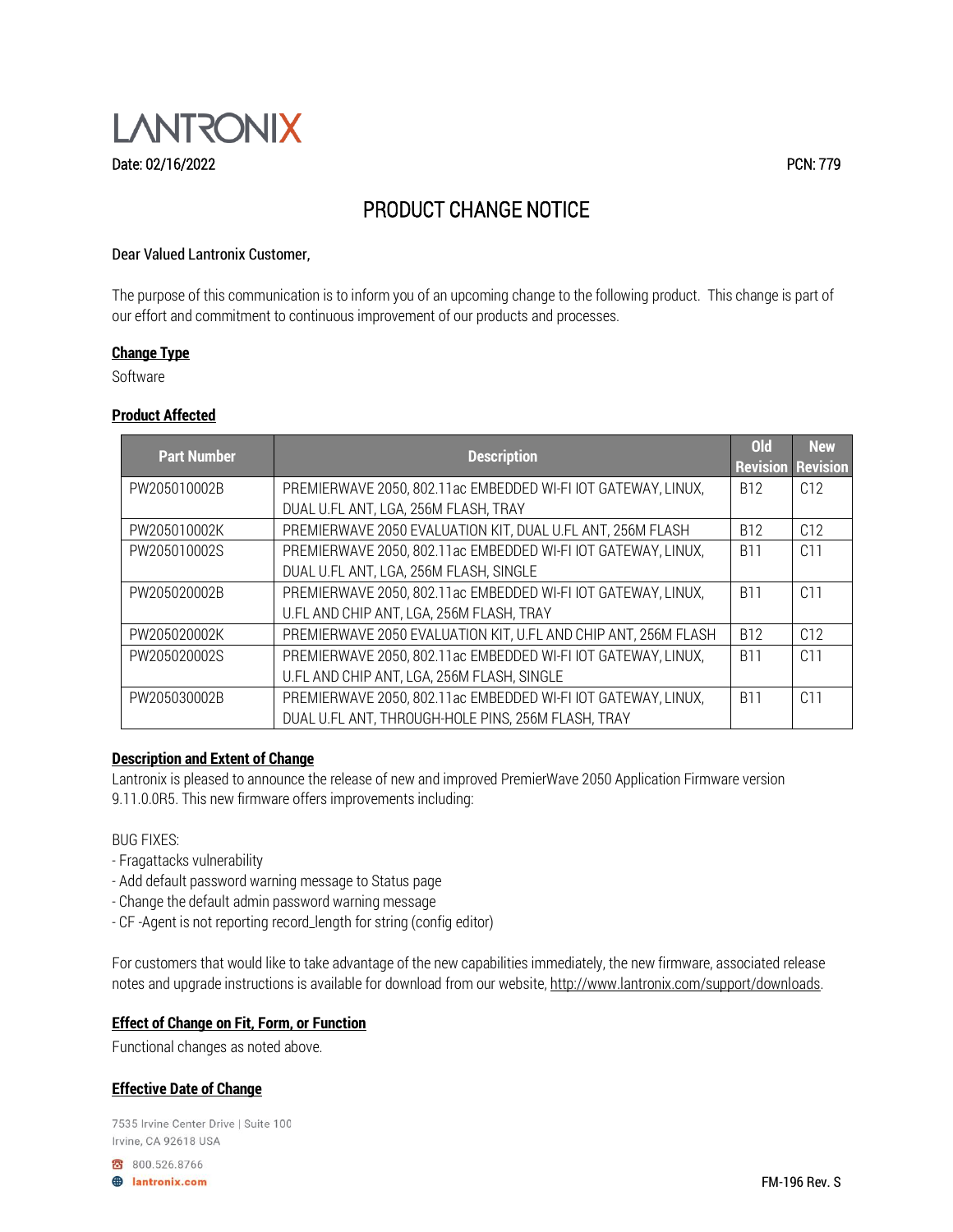LANTRONIX

Date: 02/16/2022

PCN: 779

# PRODUCT CHANGE NOTICE

Dear Valued Lantronix Customer,

The purpose of this communication is to inform you of an upcoming change to the following product. This change is part of our effort and commitment to continuous improvement of our products and processes.

**Change Type**

Software

**Product Affected**

| Part Number | Description | Old Revision | New Revision |
|---|---|---|---|
| PW205010002B | PREMIERWAVE 2050, 802.11ac EMBEDDED WI-FI IOT GATEWAY, LINUX, DUAL U.FL ANT, LGA, 256M FLASH, TRAY | B12 | C12 |
| PW205010002K | PREMIERWAVE 2050 EVALUATION KIT, DUAL U.FL ANT, 256M FLASH | B12 | C12 |
| PW205010002S | PREMIERWAVE 2050, 802.11ac EMBEDDED WI-FI IOT GATEWAY, LINUX, DUAL U.FL ANT, LGA, 256M FLASH, SINGLE | B11 | C11 |
| PW205020002B | PREMIERWAVE 2050, 802.11ac EMBEDDED WI-FI IOT GATEWAY, LINUX, U.FL AND CHIP ANT, LGA, 256M FLASH, TRAY | B11 | C11 |
| PW205020002K | PREMIERWAVE 2050 EVALUATION KIT, U.FL AND CHIP ANT, 256M FLASH | B12 | C12 |
| PW205020002S | PREMIERWAVE 2050, 802.11ac EMBEDDED WI-FI IOT GATEWAY, LINUX, U.FL AND CHIP ANT, LGA, 256M FLASH, SINGLE | B11 | C11 |
| PW205030002B | PREMIERWAVE 2050, 802.11ac EMBEDDED WI-FI IOT GATEWAY, LINUX, DUAL U.FL ANT, THROUGH-HOLE PINS, 256M FLASH, TRAY | B11 | C11 |

**Description and Extent of Change**

Lantronix is pleased to announce the release of new and improved PremierWave 2050 Application Firmware version 9.11.0.0R5. This new firmware offers improvements including:

BUG FIXES:
- Fragattacks vulnerability
- Add default password warning message to Status page
- Change the default admin password warning message
- CF -Agent is not reporting record_length for string (config editor)

For customers that would like to take advantage of the new capabilities immediately, the new firmware, associated release notes and upgrade instructions is available for download from our website, http://www.lantronix.com/support/downloads.

**Effect of Change on Fit, Form, or Function**

Functional changes as noted above.

**Effective Date of Change**

7535 Irvine Center Drive | Suite 100
Irvine, CA 92618 USA

800.526.8766

lantronix.com

FM-196 Rev. S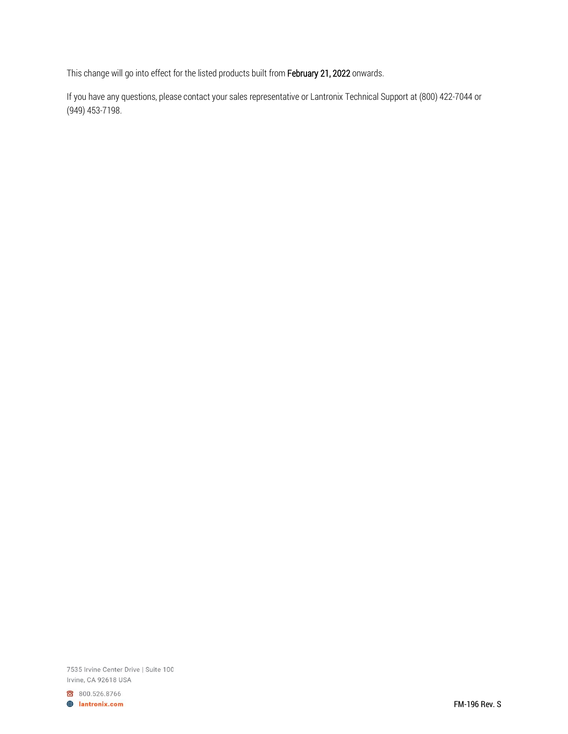This change will go into effect for the listed products built from **February 21, 2022** onwards.

If you have any questions, please contact your sales representative or Lantronix Technical Support at (800) 422-7044 or (949) 453-7198.

7535 Irvine Center Drive | Suite 100
Irvine, CA 92618 USA

800.526.8766
lantronix.com

FM-196 Rev. S